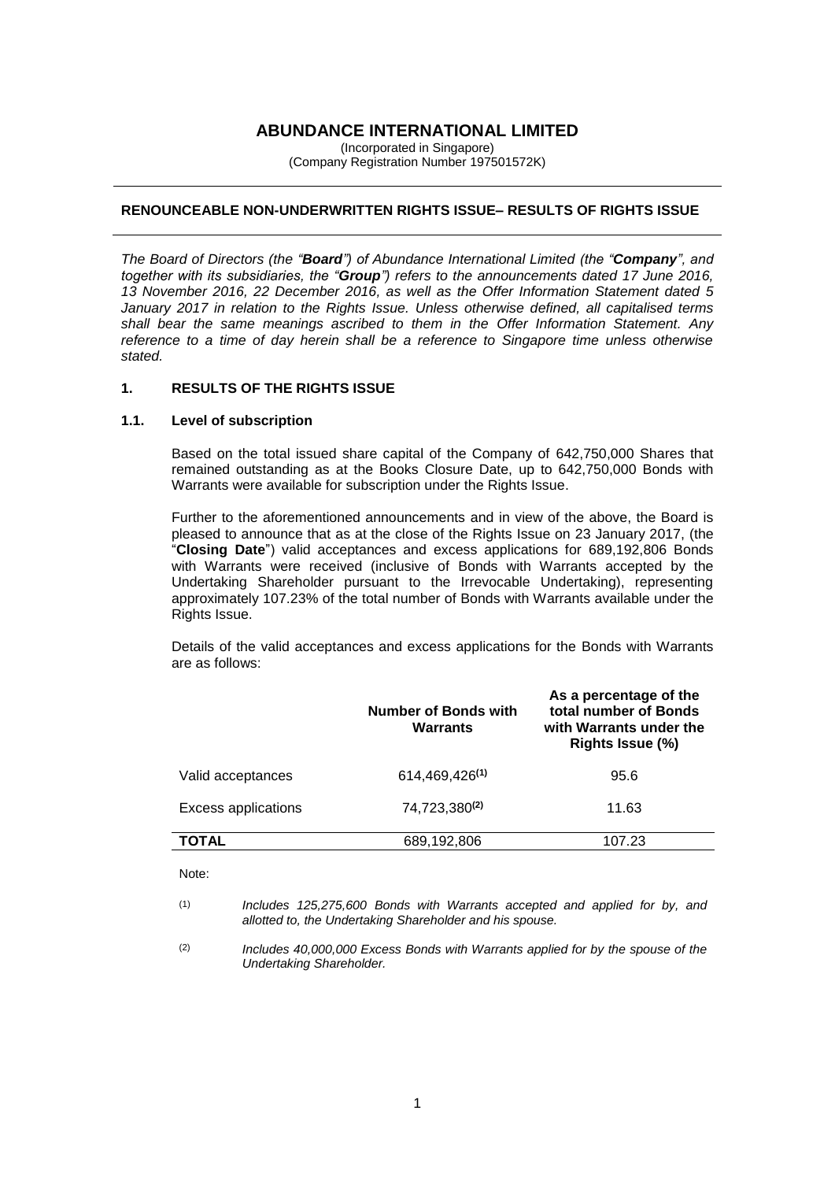# ABUNDANCE INTERNATIONAL LIMITED

(Incorporated in Singapore)
(Company Registration Number 197501572K)

## RENOUNCEABLE NON-UNDERWRITTEN RIGHTS ISSUE– RESULTS OF RIGHTS ISSUE

*The Board of Directors (the "**Board**") of Abundance International Limited (the "**Company**", and together with its subsidiaries, the "**Group**") refers to the announcements dated 17 June 2016, 13 November 2016, 22 December 2016, as well as the Offer Information Statement dated 5 January 2017 in relation to the Rights Issue. Unless otherwise defined, all capitalised terms shall bear the same meanings ascribed to them in the Offer Information Statement. Any reference to a time of day herein shall be a reference to Singapore time unless otherwise stated.*

### 1. RESULTS OF THE RIGHTS ISSUE

#### 1.1. Level of subscription

Based on the total issued share capital of the Company of 642,750,000 Shares that remained outstanding as at the Books Closure Date, up to 642,750,000 Bonds with Warrants were available for subscription under the Rights Issue.

Further to the aforementioned announcements and in view of the above, the Board is pleased to announce that as at the close of the Rights Issue on 23 January 2017, (the "**Closing Date**") valid acceptances and excess applications for 689,192,806 Bonds with Warrants were received (inclusive of Bonds with Warrants accepted by the Undertaking Shareholder pursuant to the Irrevocable Undertaking), representing approximately 107.23% of the total number of Bonds with Warrants available under the Rights Issue.

Details of the valid acceptances and excess applications for the Bonds with Warrants are as follows:

| | Number of Bonds with Warrants | As a percentage of the total number of Bonds with Warrants under the Rights Issue (%) |
|---|---|---|
| Valid acceptances | 614,469,426[(1)] | 95.6 |
| Excess applications | 74,723,380[(2)] | 11.63 |
| **TOTAL** | 689,192,806 | 107.23 |

Note:

(1) *Includes 125,275,600 Bonds with Warrants accepted and applied for by, and allotted to, the Undertaking Shareholder and his spouse.*

(2) *Includes 40,000,000 Excess Bonds with Warrants applied for by the spouse of the Undertaking Shareholder.*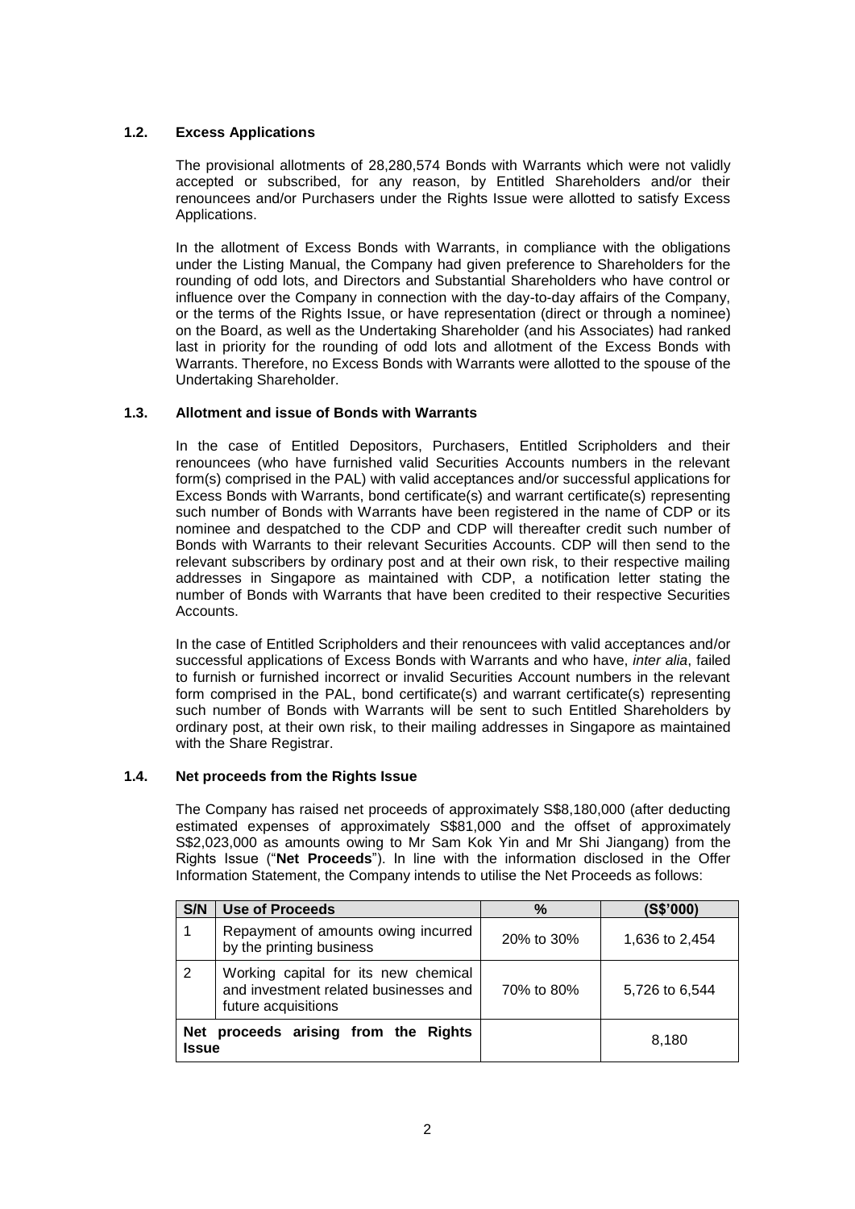### 1.2. Excess Applications

The provisional allotments of 28,280,574 Bonds with Warrants which were not validly accepted or subscribed, for any reason, by Entitled Shareholders and/or their renouncees and/or Purchasers under the Rights Issue were allotted to satisfy Excess Applications.

In the allotment of Excess Bonds with Warrants, in compliance with the obligations under the Listing Manual, the Company had given preference to Shareholders for the rounding of odd lots, and Directors and Substantial Shareholders who have control or influence over the Company in connection with the day-to-day affairs of the Company, or the terms of the Rights Issue, or have representation (direct or through a nominee) on the Board, as well as the Undertaking Shareholder (and his Associates) had ranked last in priority for the rounding of odd lots and allotment of the Excess Bonds with Warrants. Therefore, no Excess Bonds with Warrants were allotted to the spouse of the Undertaking Shareholder.

### 1.3. Allotment and issue of Bonds with Warrants

In the case of Entitled Depositors, Purchasers, Entitled Scripholders and their renouncees (who have furnished valid Securities Accounts numbers in the relevant form(s) comprised in the PAL) with valid acceptances and/or successful applications for Excess Bonds with Warrants, bond certificate(s) and warrant certificate(s) representing such number of Bonds with Warrants have been registered in the name of CDP or its nominee and despatched to the CDP and CDP will thereafter credit such number of Bonds with Warrants to their relevant Securities Accounts. CDP will then send to the relevant subscribers by ordinary post and at their own risk, to their respective mailing addresses in Singapore as maintained with CDP, a notification letter stating the number of Bonds with Warrants that have been credited to their respective Securities Accounts.

In the case of Entitled Scripholders and their renouncees with valid acceptances and/or successful applications of Excess Bonds with Warrants and who have, *inter alia*, failed to furnish or furnished incorrect or invalid Securities Account numbers in the relevant form comprised in the PAL, bond certificate(s) and warrant certificate(s) representing such number of Bonds with Warrants will be sent to such Entitled Shareholders by ordinary post, at their own risk, to their mailing addresses in Singapore as maintained with the Share Registrar.

### 1.4. Net proceeds from the Rights Issue

The Company has raised net proceeds of approximately S$8,180,000 (after deducting estimated expenses of approximately S$81,000 and the offset of approximately S$2,023,000 as amounts owing to Mr Sam Kok Yin and Mr Shi Jiangang) from the Rights Issue ("**Net Proceeds**"). In line with the information disclosed in the Offer Information Statement, the Company intends to utilise the Net Proceeds as follows:

| S/N | Use of Proceeds | % | (S$'000) |
|---|---|---|---|
| 1 | Repayment of amounts owing incurred by the printing business | 20% to 30% | 1,636 to 2,454 |
| 2 | Working capital for its new chemical and investment related businesses and future acquisitions | 70% to 80% | 5,726 to 6,544 |
| **Net proceeds arising from the Rights Issue** | | | 8,180 |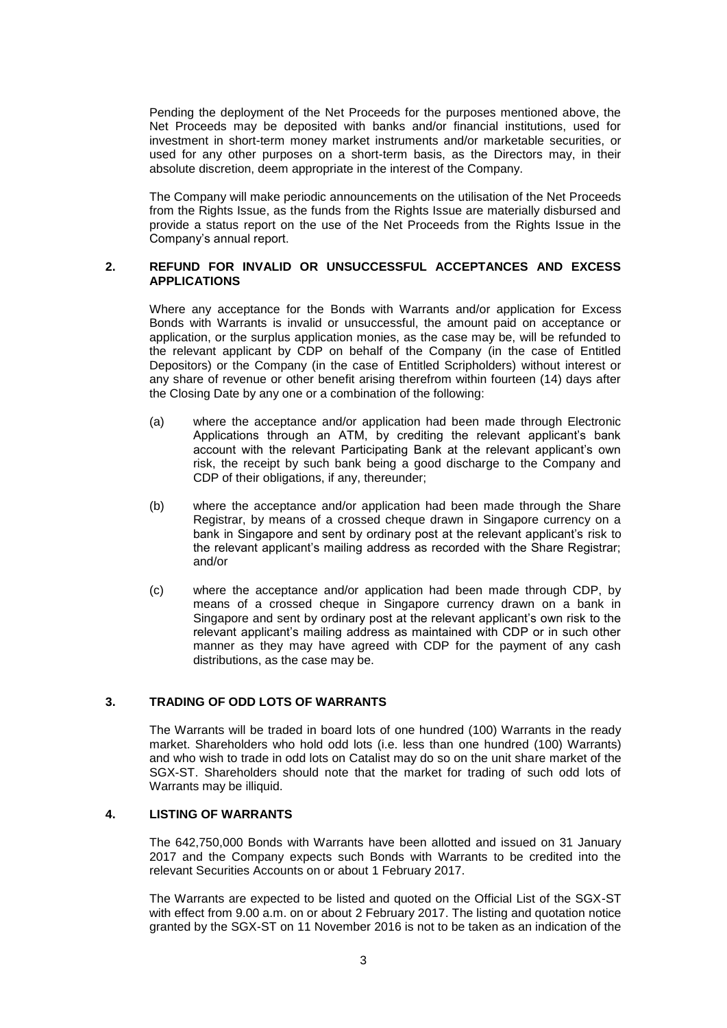Pending the deployment of the Net Proceeds for the purposes mentioned above, the Net Proceeds may be deposited with banks and/or financial institutions, used for investment in short-term money market instruments and/or marketable securities, or used for any other purposes on a short-term basis, as the Directors may, in their absolute discretion, deem appropriate in the interest of the Company.

The Company will make periodic announcements on the utilisation of the Net Proceeds from the Rights Issue, as the funds from the Rights Issue are materially disbursed and provide a status report on the use of the Net Proceeds from the Rights Issue in the Company's annual report.

## 2. REFUND FOR INVALID OR UNSUCCESSFUL ACCEPTANCES AND EXCESS APPLICATIONS

Where any acceptance for the Bonds with Warrants and/or application for Excess Bonds with Warrants is invalid or unsuccessful, the amount paid on acceptance or application, or the surplus application monies, as the case may be, will be refunded to the relevant applicant by CDP on behalf of the Company (in the case of Entitled Depositors) or the Company (in the case of Entitled Scripholders) without interest or any share of revenue or other benefit arising therefrom within fourteen (14) days after the Closing Date by any one or a combination of the following:

(a) where the acceptance and/or application had been made through Electronic Applications through an ATM, by crediting the relevant applicant's bank account with the relevant Participating Bank at the relevant applicant's own risk, the receipt by such bank being a good discharge to the Company and CDP of their obligations, if any, thereunder;

(b) where the acceptance and/or application had been made through the Share Registrar, by means of a crossed cheque drawn in Singapore currency on a bank in Singapore and sent by ordinary post at the relevant applicant's risk to the relevant applicant's mailing address as recorded with the Share Registrar; and/or

(c) where the acceptance and/or application had been made through CDP, by means of a crossed cheque in Singapore currency drawn on a bank in Singapore and sent by ordinary post at the relevant applicant's own risk to the relevant applicant's mailing address as maintained with CDP or in such other manner as they may have agreed with CDP for the payment of any cash distributions, as the case may be.

## 3. TRADING OF ODD LOTS OF WARRANTS

The Warrants will be traded in board lots of one hundred (100) Warrants in the ready market. Shareholders who hold odd lots (i.e. less than one hundred (100) Warrants) and who wish to trade in odd lots on Catalist may do so on the unit share market of the SGX-ST. Shareholders should note that the market for trading of such odd lots of Warrants may be illiquid.

## 4. LISTING OF WARRANTS

The 642,750,000 Bonds with Warrants have been allotted and issued on 31 January 2017 and the Company expects such Bonds with Warrants to be credited into the relevant Securities Accounts on or about 1 February 2017.

The Warrants are expected to be listed and quoted on the Official List of the SGX-ST with effect from 9.00 a.m. on or about 2 February 2017. The listing and quotation notice granted by the SGX-ST on 11 November 2016 is not to be taken as an indication of the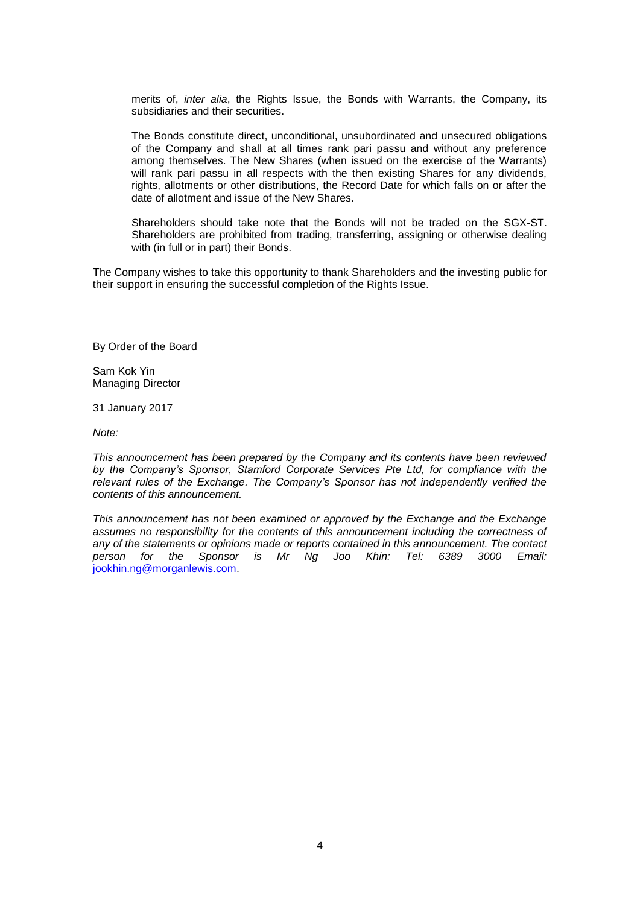merits of, *inter alia*, the Rights Issue, the Bonds with Warrants, the Company, its subsidiaries and their securities.

The Bonds constitute direct, unconditional, unsubordinated and unsecured obligations of the Company and shall at all times rank pari passu and without any preference among themselves. The New Shares (when issued on the exercise of the Warrants) will rank pari passu in all respects with the then existing Shares for any dividends, rights, allotments or other distributions, the Record Date for which falls on or after the date of allotment and issue of the New Shares.

Shareholders should take note that the Bonds will not be traded on the SGX-ST. Shareholders are prohibited from trading, transferring, assigning or otherwise dealing with (in full or in part) their Bonds.

The Company wishes to take this opportunity to thank Shareholders and the investing public for their support in ensuring the successful completion of the Rights Issue.

By Order of the Board

Sam Kok Yin
Managing Director

31 January 2017

*Note:*

*This announcement has been prepared by the Company and its contents have been reviewed by the Company's Sponsor, Stamford Corporate Services Pte Ltd, for compliance with the relevant rules of the Exchange. The Company's Sponsor has not independently verified the contents of this announcement.*

*This announcement has not been examined or approved by the Exchange and the Exchange assumes no responsibility for the contents of this announcement including the correctness of any of the statements or opinions made or reports contained in this announcement. The contact person for the Sponsor is Mr Ng Joo Khin: Tel: 6389 3000 Email:* jookhin.ng@morganlewis.com.